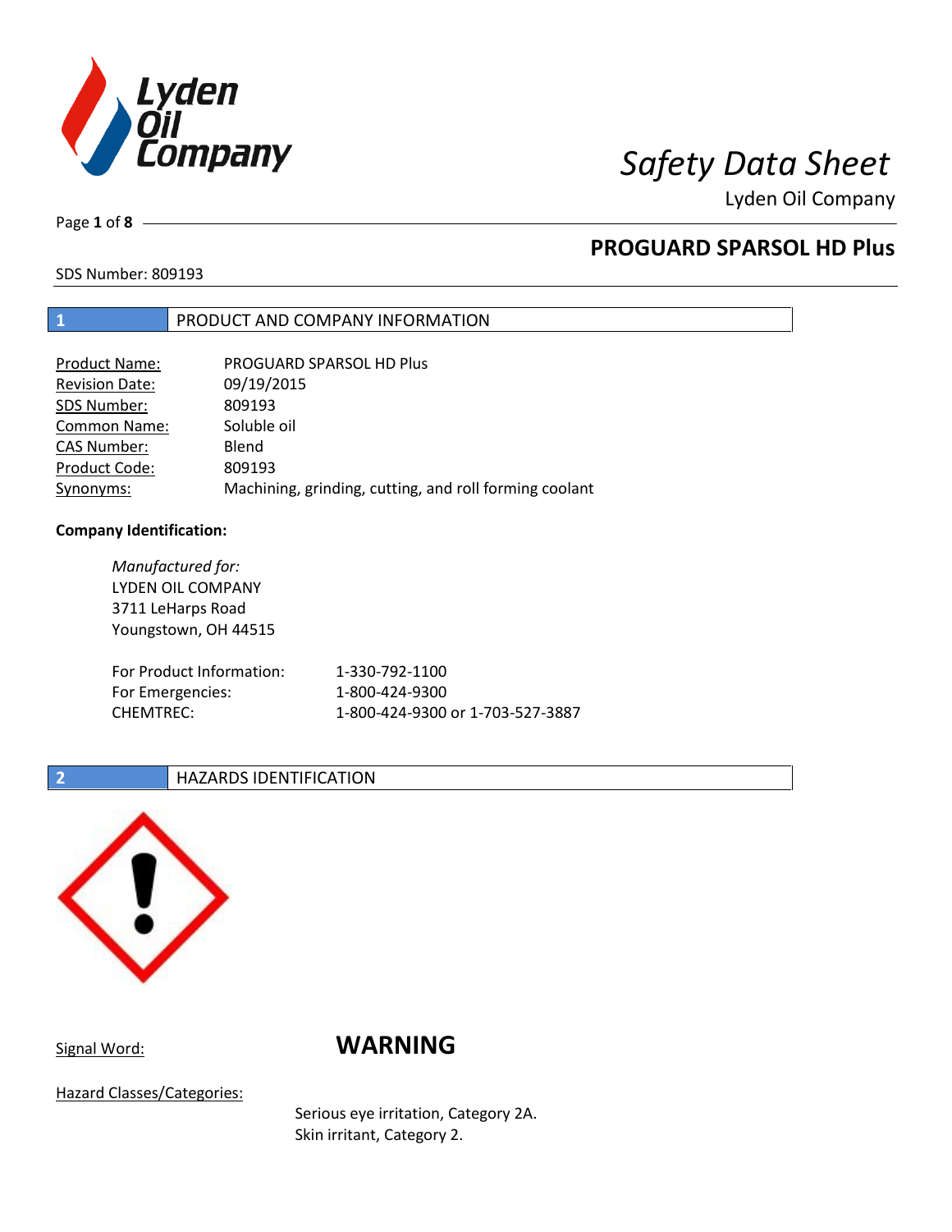# Safety Data Sheet

Lyden Oil Company

## PROGUARD SPARSOL HD Plus

SDS Number: 809193

## 1 PRODUCT AND COMPANY INFORMATION

| | |
|---|---|
| Product Name: | PROGUARD SPARSOL HD Plus |
| Revision Date: | 09/19/2015 |
| SDS Number: | 809193 |
| Common Name: | Soluble oil |
| CAS Number: | Blend |
| Product Code: | 809193 |
| Synonyms: | Machining, grinding, cutting, and roll forming coolant |

**Company Identification:**

*Manufactured for:*
LYDEN OIL COMPANY
3711 LeHarps Road
Youngstown, OH 44515

| | |
|---|---|
| For Product Information: | 1-330-792-1100 |
| For Emergencies: | 1-800-424-9300 |
| CHEMTREC: | 1-800-424-9300 or 1-703-527-3887 |

## 2 HAZARDS IDENTIFICATION

Signal Word: **WARNING**

Hazard Classes/Categories:

Serious eye irritation, Category 2A.
Skin irritant, Category 2.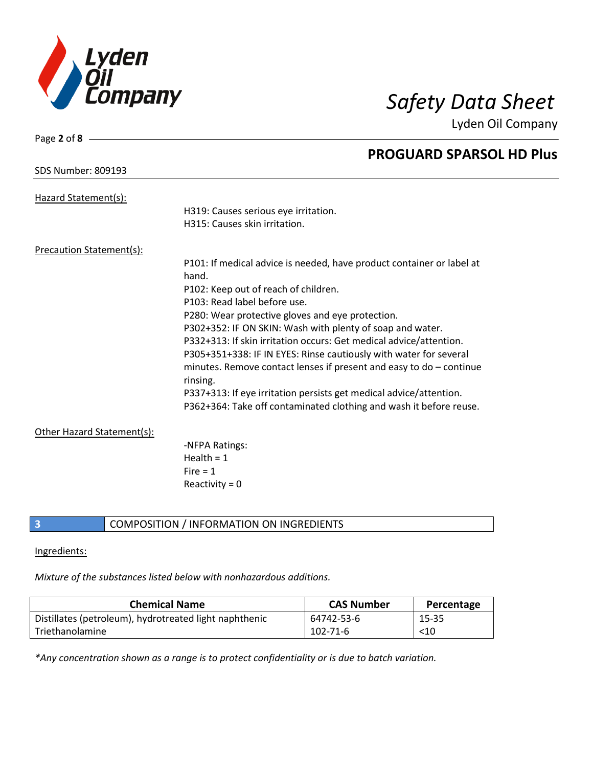## PROGUARD SPARSOL HD Plus

SDS Number: 809193

Hazard Statement(s):

H319: Causes serious eye irritation.
H315: Causes skin irritation.

Precaution Statement(s):

P101: If medical advice is needed, have product container or label at hand.
P102: Keep out of reach of children.
P103: Read label before use.
P280: Wear protective gloves and eye protection.
P302+352: IF ON SKIN: Wash with plenty of soap and water.
P332+313: If skin irritation occurs: Get medical advice/attention.
P305+351+338: IF IN EYES: Rinse cautiously with water for several minutes. Remove contact lenses if present and easy to do – continue rinsing.
P337+313: If eye irritation persists get medical advice/attention.
P362+364: Take off contaminated clothing and wash it before reuse.

Other Hazard Statement(s):

-NFPA Ratings:
Health = 1
Fire = 1
Reactivity = 0

## 3 COMPOSITION / INFORMATION ON INGREDIENTS

Ingredients:

*Mixture of the substances listed below with nonhazardous additions.*

| Chemical Name | CAS Number | Percentage |
|---|---|---|
| Distillates (petroleum), hydrotreated light naphthenic | 64742-53-6 | 15-35 |
| Triethanolamine | 102-71-6 | <10 |

*\*Any concentration shown as a range is to protect confidentiality or is due to batch variation.*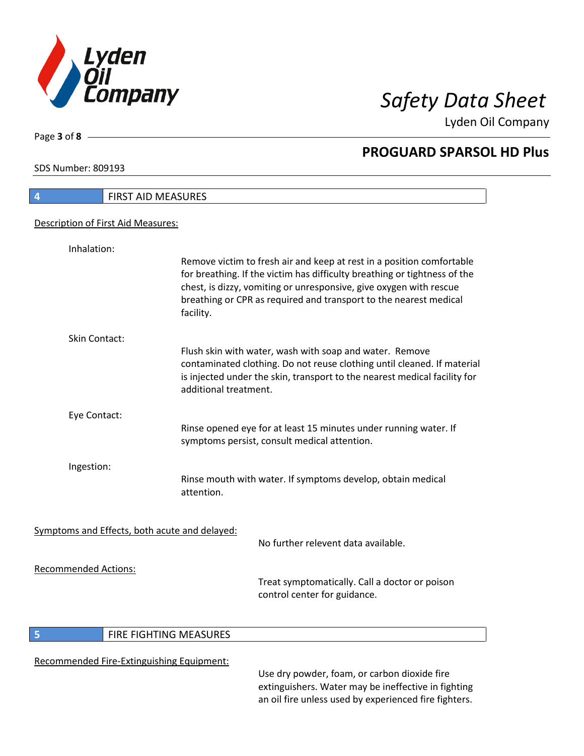## 4 FIRST AID MEASURES

Description of First Aid Measures:

**Inhalation:**

Remove victim to fresh air and keep at rest in a position comfortable for breathing. If the victim has difficulty breathing or tightness of the chest, is dizzy, vomiting or unresponsive, give oxygen with rescue breathing or CPR as required and transport to the nearest medical facility.

**Skin Contact:**

Flush skin with water, wash with soap and water. Remove contaminated clothing. Do not reuse clothing until cleaned. If material is injected under the skin, transport to the nearest medical facility for additional treatment.

**Eye Contact:**

Rinse opened eye for at least 15 minutes under running water. If symptoms persist, consult medical attention.

**Ingestion:**

Rinse mouth with water. If symptoms develop, obtain medical attention.

Symptoms and Effects, both acute and delayed:

No further relevent data available.

Recommended Actions:

Treat symptomatically. Call a doctor or poison control center for guidance.

## 5 FIRE FIGHTING MEASURES

Recommended Fire-Extinguishing Equipment:

Use dry powder, foam, or carbon dioxide fire extinguishers. Water may be ineffective in fighting an oil fire unless used by experienced fire fighters.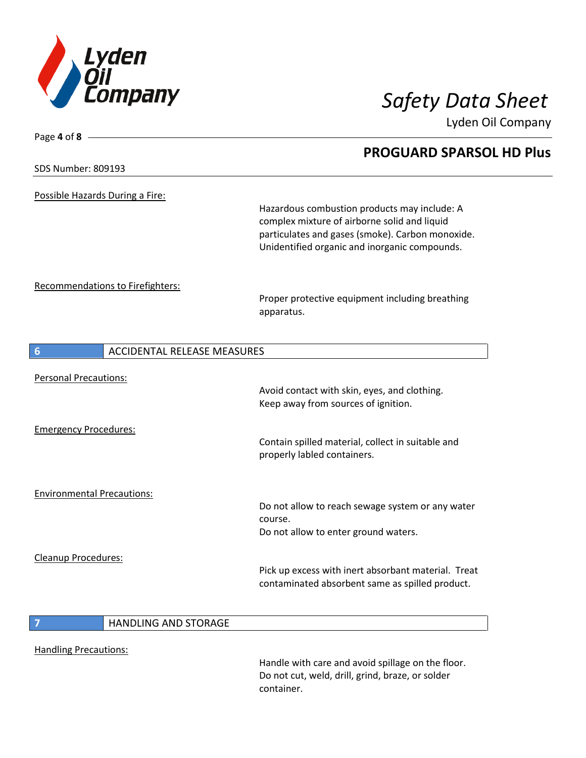Possible Hazards During a Fire:

Hazardous combustion products may include: A complex mixture of airborne solid and liquid particulates and gases (smoke). Carbon monoxide. Unidentified organic and inorganic compounds.

Recommendations to Firefighters:

Proper protective equipment including breathing apparatus.

## 6 ACCIDENTAL RELEASE MEASURES

Personal Precautions:

Avoid contact with skin, eyes, and clothing.
Keep away from sources of ignition.

Emergency Procedures:

Contain spilled material, collect in suitable and properly labled containers.

Environmental Precautions:

Do not allow to reach sewage system or any water course.
Do not allow to enter ground waters.

Cleanup Procedures:

Pick up excess with inert absorbant material. Treat contaminated absorbent same as spilled product.

## 7 HANDLING AND STORAGE

Handling Precautions:

Handle with care and avoid spillage on the floor.
Do not cut, weld, drill, grind, braze, or solder container.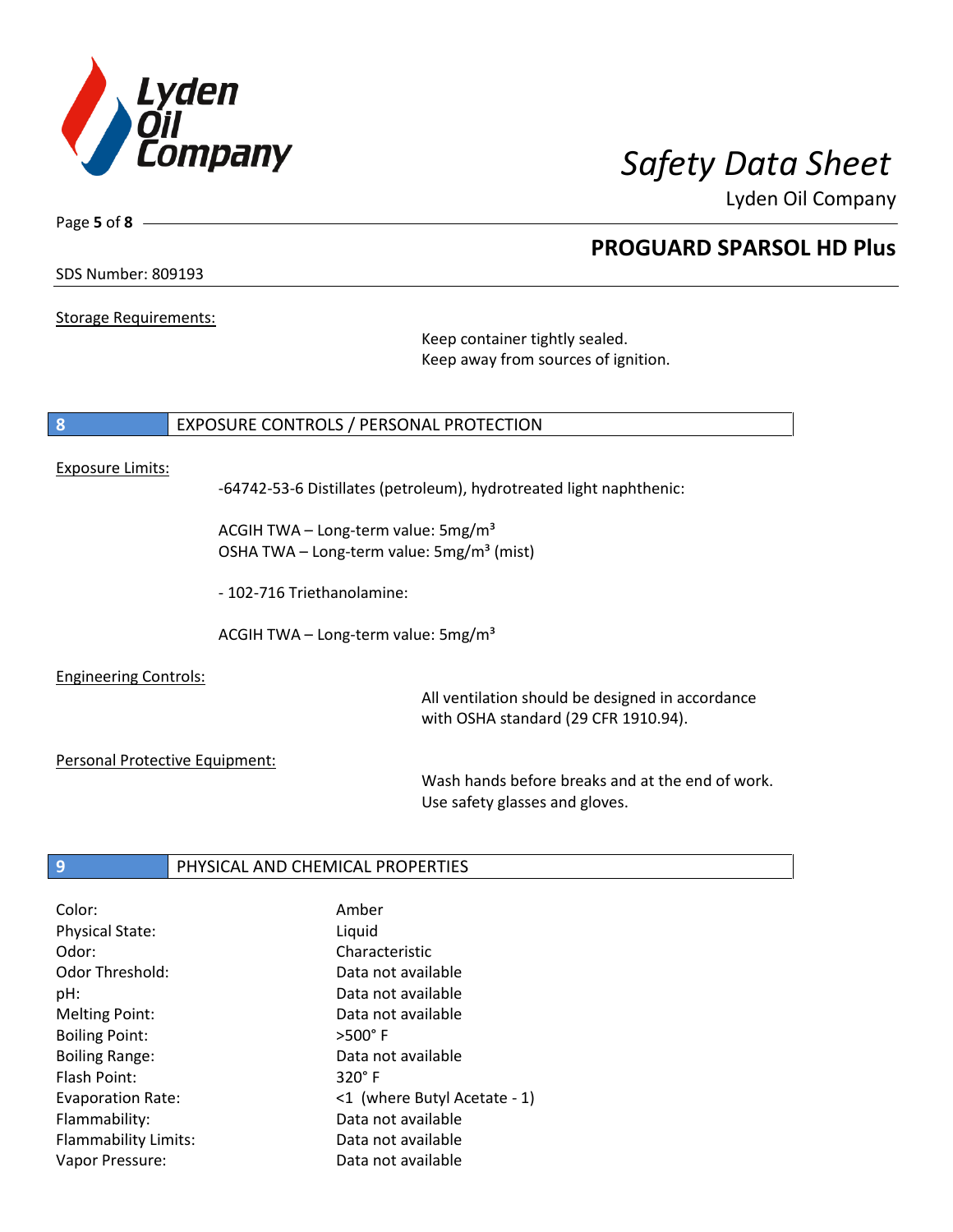Storage Requirements:

Keep container tightly sealed.
Keep away from sources of ignition.

## 8 EXPOSURE CONTROLS / PERSONAL PROTECTION

Exposure Limits:

-64742-53-6 Distillates (petroleum), hydrotreated light naphthenic:

ACGIH TWA – Long-term value: 5mg/m³
OSHA TWA – Long-term value: 5mg/m³ (mist)

- 102-716 Triethanolamine:

ACGIH TWA – Long-term value: 5mg/m³

Engineering Controls:

All ventilation should be designed in accordance with OSHA standard (29 CFR 1910.94).

Personal Protective Equipment:

Wash hands before breaks and at the end of work.
Use safety glasses and gloves.

## 9 PHYSICAL AND CHEMICAL PROPERTIES

| | |
|---|---|
| Color: | Amber |
| Physical State: | Liquid |
| Odor: | Characteristic |
| Odor Threshold: | Data not available |
| pH: | Data not available |
| Melting Point: | Data not available |
| Boiling Point: | >500° F |
| Boiling Range: | Data not available |
| Flash Point: | 320° F |
| Evaporation Rate: | <1 (where Butyl Acetate - 1) |
| Flammability: | Data not available |
| Flammability Limits: | Data not available |
| Vapor Pressure: | Data not available |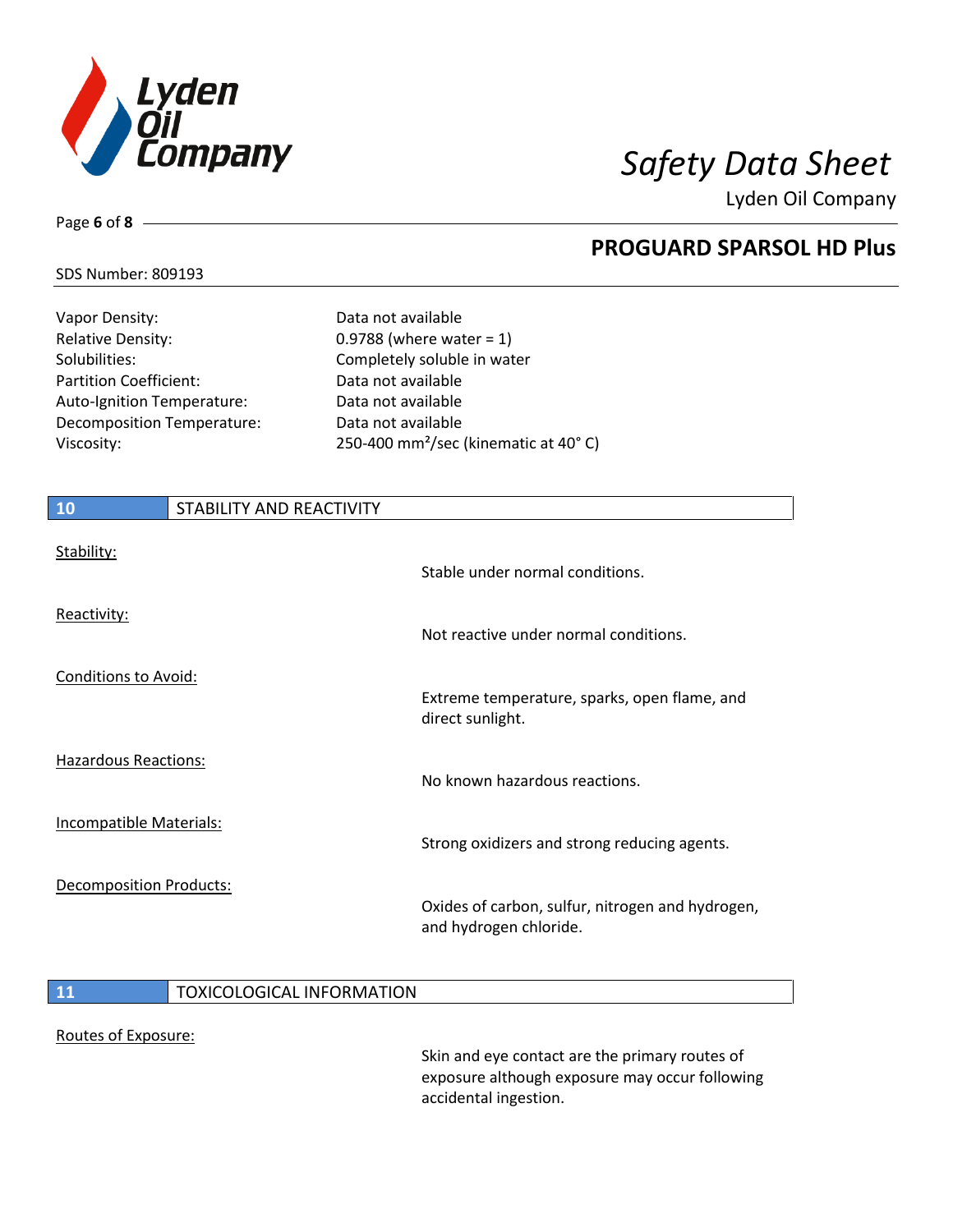| | |
|---|---|
| Vapor Density: | Data not available |
| Relative Density: | 0.9788 (where water = 1) |
| Solubilities: | Completely soluble in water |
| Partition Coefficient: | Data not available |
| Auto-Ignition Temperature: | Data not available |
| Decomposition Temperature: | Data not available |
| Viscosity: | 250-400 $mm^2$/sec (kinematic at 40° C) |

## 10 STABILITY AND REACTIVITY

Stability:

Stable under normal conditions.

Reactivity:

Not reactive under normal conditions.

Conditions to Avoid:

Extreme temperature, sparks, open flame, and direct sunlight.

Hazardous Reactions:

No known hazardous reactions.

Incompatible Materials:

Strong oxidizers and strong reducing agents.

Decomposition Products:

Oxides of carbon, sulfur, nitrogen and hydrogen, and hydrogen chloride.

## 11 TOXICOLOGICAL INFORMATION

Routes of Exposure:

Skin and eye contact are the primary routes of exposure although exposure may occur following accidental ingestion.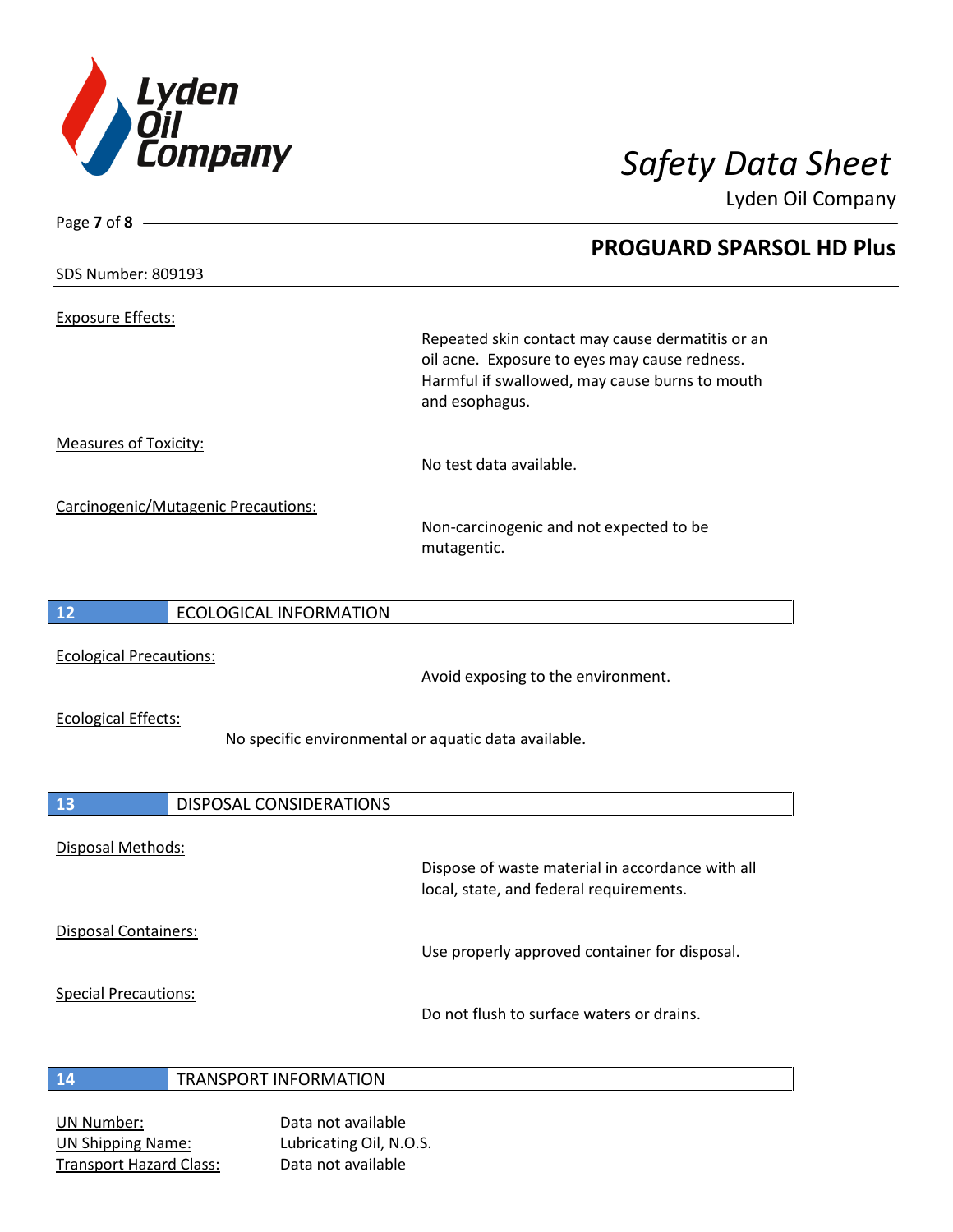SDS Number: 809193

Exposure Effects:

Repeated skin contact may cause dermatitis or an oil acne. Exposure to eyes may cause redness. Harmful if swallowed, may cause burns to mouth and esophagus.

Measures of Toxicity:

No test data available.

Carcinogenic/Mutagenic Precautions:

Non-carcinogenic and not expected to be mutagentic.

## 12 ECOLOGICAL INFORMATION

Ecological Precautions:

Avoid exposing to the environment.

Ecological Effects:

No specific environmental or aquatic data available.

## 13 DISPOSAL CONSIDERATIONS

Disposal Methods:

Dispose of waste material in accordance with all local, state, and federal requirements.

Disposal Containers:

Use properly approved container for disposal.

Special Precautions:

Do not flush to surface waters or drains.

## 14 TRANSPORT INFORMATION

UN Number: Data not available
UN Shipping Name: Lubricating Oil, N.O.S.
Transport Hazard Class: Data not available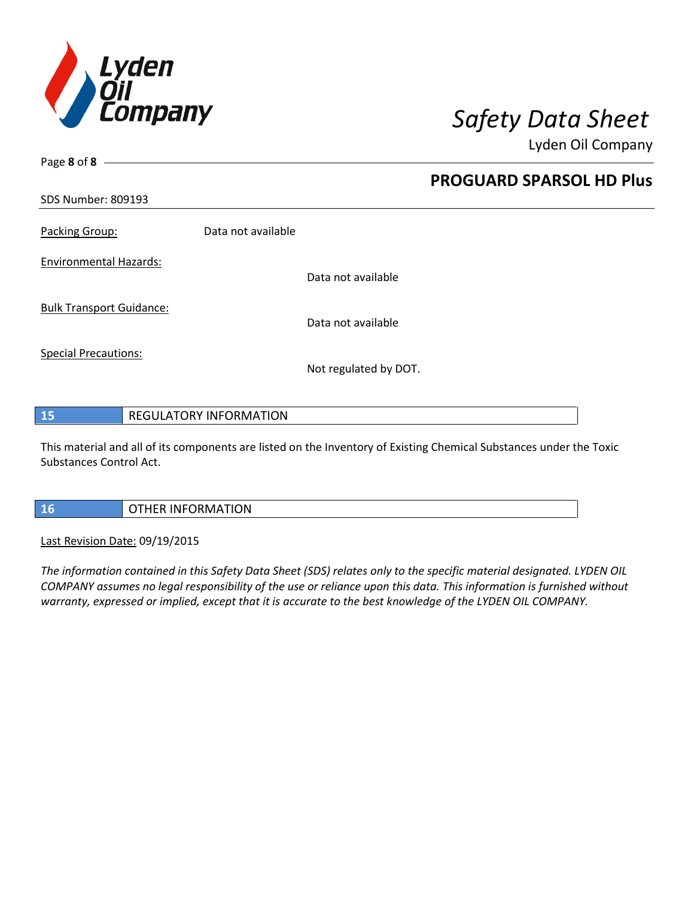SDS Number: 809193

Packing Group: Data not available

Environmental Hazards:

Data not available

Bulk Transport Guidance:

Data not available

Special Precautions:

Not regulated by DOT.

## 15 REGULATORY INFORMATION

This material and all of its components are listed on the Inventory of Existing Chemical Substances under the Toxic Substances Control Act.

## 16 OTHER INFORMATION

Last Revision Date: 09/19/2015

*The information contained in this Safety Data Sheet (SDS) relates only to the specific material designated. LYDEN OIL COMPANY assumes no legal responsibility of the use or reliance upon this data. This information is furnished without warranty, expressed or implied, except that it is accurate to the best knowledge of the LYDEN OIL COMPANY.*